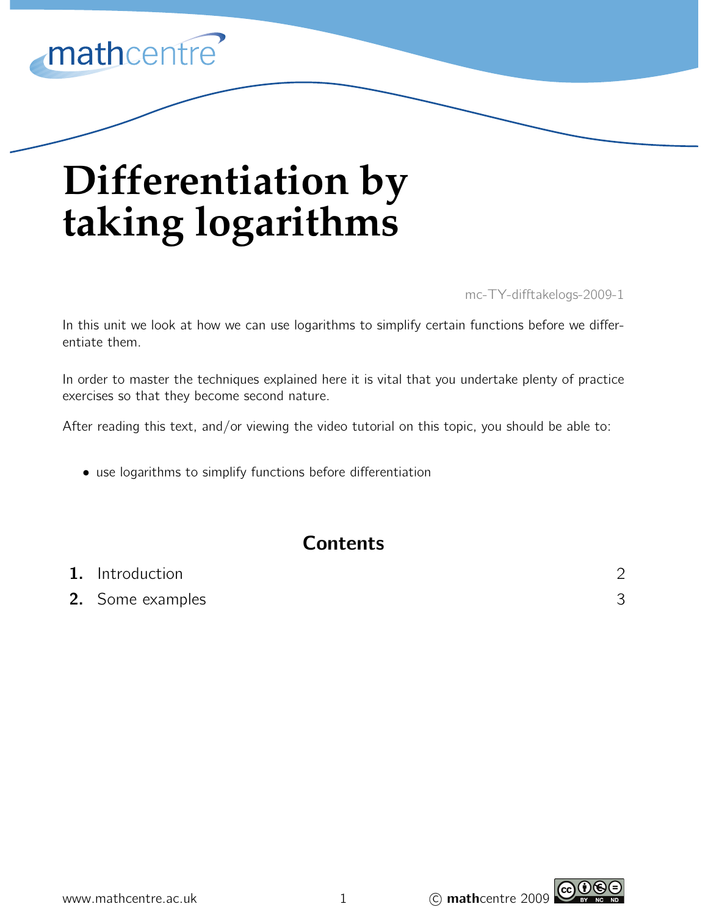# Differentiation by taking logarithms

mc-TY-difftakelogs-2009-1

In this unit we look at how we can use logarithms to simplify certain functions before we differentiate them.

In order to master the techniques explained here it is vital that you undertake plenty of practice exercises so that they become second nature.

After reading this text, and/or viewing the video tutorial on this topic, you should be able to:

- use logarithms to simplify functions before differentiation

## Contents

| | | |
|---|---|---|
| **1.** | Introduction | 2 |
| **2.** | Some examples | 3 |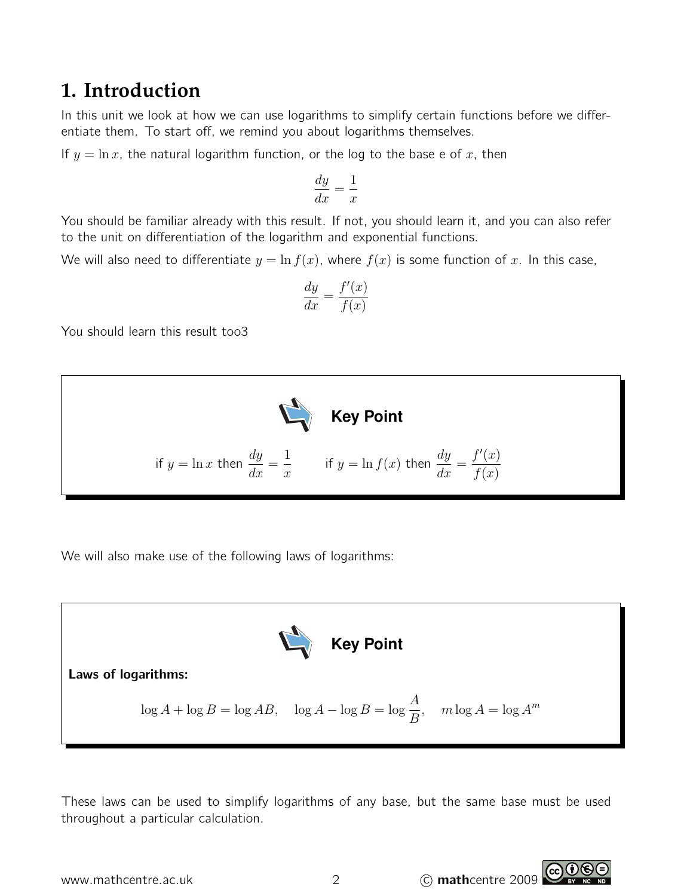# 1. Introduction

In this unit we look at how we can use logarithms to simplify certain functions before we differentiate them. To start off, we remind you about logarithms themselves.

If $y = \ln x$, the natural logarithm function, or the log to the base e of $x$, then

$$\frac{dy}{dx} = \frac{1}{x}$$

You should be familiar already with this result. If not, you should learn it, and you can also refer to the unit on differentiation of the logarithm and exponential functions.

We will also need to differentiate $y = \ln f(x)$, where $f(x)$ is some function of $x$. In this case,

$$\frac{dy}{dx} = \frac{f'(x)}{f(x)}$$

You should learn this result too3

**Key Point**

if $y = \ln x$ then $\dfrac{dy}{dx} = \dfrac{1}{x}$ if $y = \ln f(x)$ then $\dfrac{dy}{dx} = \dfrac{f'(x)}{f(x)}$

We will also make use of the following laws of logarithms:

**Key Point**

**Laws of logarithms:**

$$\log A + \log B = \log AB, \quad \log A - \log B = \log \frac{A}{B}, \quad m \log A = \log A^m$$

These laws can be used to simplify logarithms of any base, but the same base must be used throughout a particular calculation.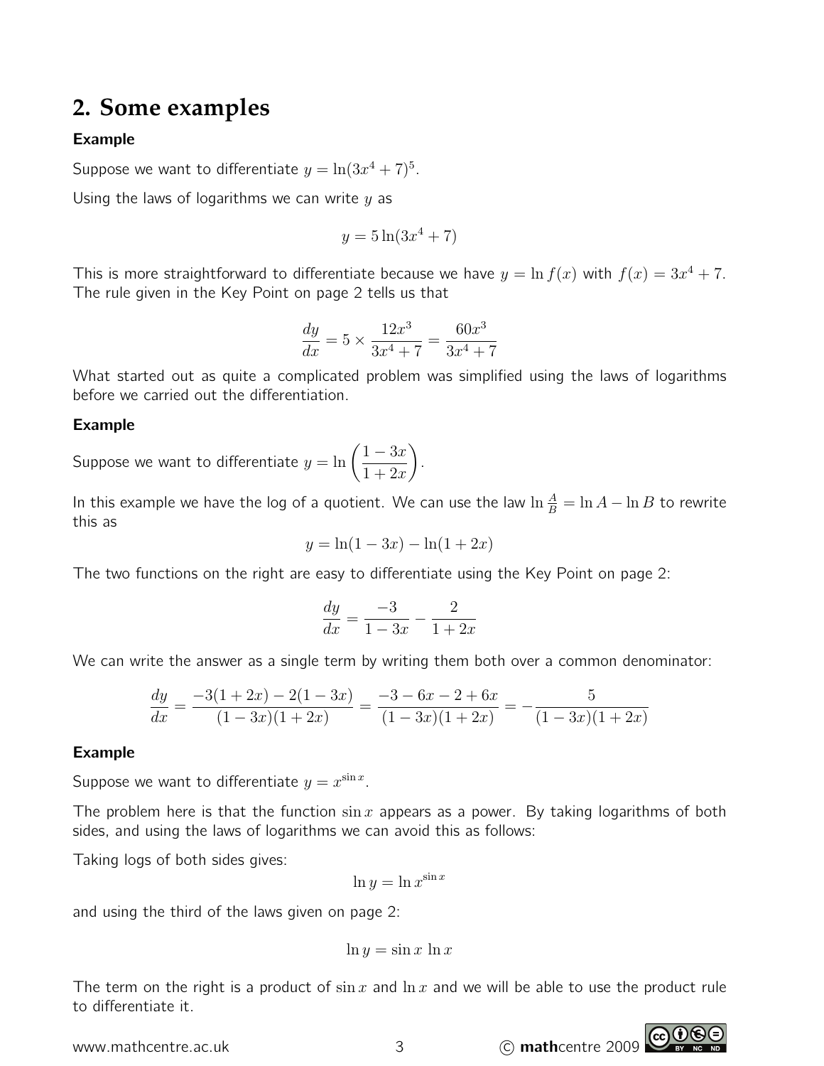## 2. Some examples

**Example**

Suppose we want to differentiate $y = \ln(3x^4 + 7)^5$.

Using the laws of logarithms we can write $y$ as

$$y = 5\ln(3x^4 + 7)$$

This is more straightforward to differentiate because we have $y = \ln f(x)$ with $f(x) = 3x^4 + 7$. The rule given in the Key Point on page 2 tells us that

$$\frac{dy}{dx} = 5 \times \frac{12x^3}{3x^4 + 7} = \frac{60x^3}{3x^4 + 7}$$

What started out as quite a complicated problem was simplified using the laws of logarithms before we carried out the differentiation.

**Example**

Suppose we want to differentiate $y = \ln\left(\dfrac{1 - 3x}{1 + 2x}\right)$.

In this example we have the log of a quotient. We can use the law $\ln \frac{A}{B} = \ln A - \ln B$ to rewrite this as

$$y = \ln(1 - 3x) - \ln(1 + 2x)$$

The two functions on the right are easy to differentiate using the Key Point on page 2:

$$\frac{dy}{dx} = \frac{-3}{1 - 3x} - \frac{2}{1 + 2x}$$

We can write the answer as a single term by writing them both over a common denominator:

$$\frac{dy}{dx} = \frac{-3(1 + 2x) - 2(1 - 3x)}{(1 - 3x)(1 + 2x)} = \frac{-3 - 6x - 2 + 6x}{(1 - 3x)(1 + 2x)} = -\frac{5}{(1 - 3x)(1 + 2x)}$$

**Example**

Suppose we want to differentiate $y = x^{\sin x}$.

The problem here is that the function $\sin x$ appears as a power. By taking logarithms of both sides, and using the laws of logarithms we can avoid this as follows:

Taking logs of both sides gives:

$$\ln y = \ln x^{\sin x}$$

and using the third of the laws given on page 2:

$$\ln y = \sin x \, \ln x$$

The term on the right is a product of $\sin x$ and $\ln x$ and we will be able to use the product rule to differentiate it.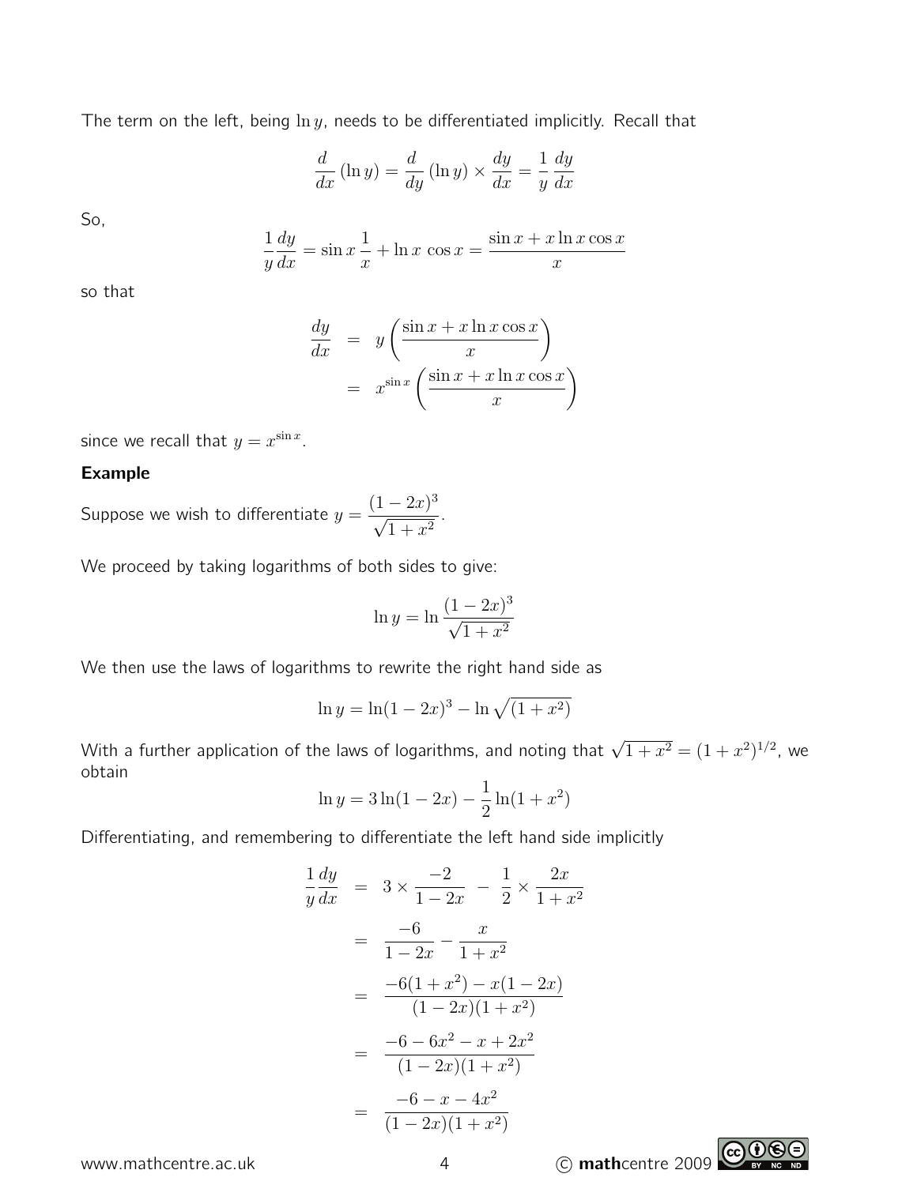The term on the left, being $\ln y$, needs to be differentiated implicitly. Recall that

$$\frac{d}{dx}(\ln y) = \frac{d}{dy}(\ln y) \times \frac{dy}{dx} = \frac{1}{y}\frac{dy}{dx}$$

So,

$$\frac{1}{y}\frac{dy}{dx} = \sin x\,\frac{1}{x} + \ln x\,\cos x = \frac{\sin x + x\ln x\cos x}{x}$$

so that

$$\begin{aligned}
\frac{dy}{dx} &= y\left(\frac{\sin x + x\ln x\cos x}{x}\right) \\
&= x^{\sin x}\left(\frac{\sin x + x\ln x\cos x}{x}\right)
\end{aligned}$$

since we recall that $y = x^{\sin x}$.

**Example**

Suppose we wish to differentiate $y = \dfrac{(1-2x)^3}{\sqrt{1+x^2}}$.

We proceed by taking logarithms of both sides to give:

$$\ln y = \ln\frac{(1-2x)^3}{\sqrt{1+x^2}}$$

We then use the laws of logarithms to rewrite the right hand side as

$$\ln y = \ln(1-2x)^3 - \ln\sqrt{(1+x^2)}$$

With a further application of the laws of logarithms, and noting that $\sqrt{1+x^2} = (1+x^2)^{1/2}$, we obtain

$$\ln y = 3\ln(1-2x) - \frac{1}{2}\ln(1+x^2)$$

Differentiating, and remembering to differentiate the left hand side implicitly

$$\begin{aligned}
\frac{1}{y}\frac{dy}{dx} &= 3 \times \frac{-2}{1-2x} \;-\; \frac{1}{2} \times \frac{2x}{1+x^2} \\
&= \frac{-6}{1-2x} - \frac{x}{1+x^2} \\
&= \frac{-6(1+x^2) - x(1-2x)}{(1-2x)(1+x^2)} \\
&= \frac{-6-6x^2-x+2x^2}{(1-2x)(1+x^2)} \\
&= \frac{-6-x-4x^2}{(1-2x)(1+x^2)}
\end{aligned}$$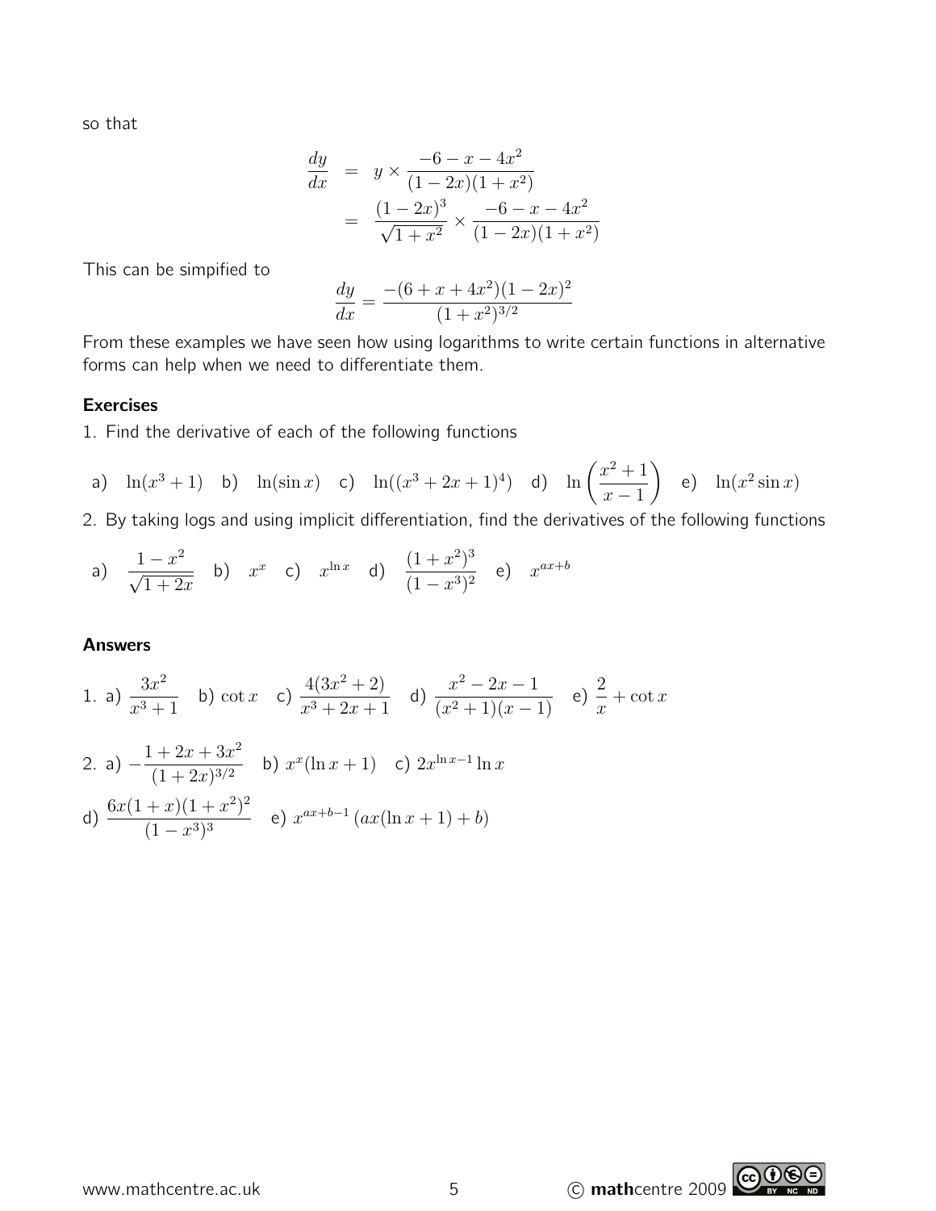so that

$$\begin{aligned}
\frac{dy}{dx} &= y \times \frac{-6 - x - 4x^2}{(1-2x)(1+x^2)} \\
&= \frac{(1-2x)^3}{\sqrt{1+x^2}} \times \frac{-6 - x - 4x^2}{(1-2x)(1+x^2)}
\end{aligned}$$

This can be simpified to

$$\frac{dy}{dx} = \frac{-(6 + x + 4x^2)(1-2x)^2}{(1+x^2)^{3/2}}$$

From these examples we have seen how using logarithms to write certain functions in alternative forms can help when we need to differentiate them.

### Exercises

1. Find the derivative of each of the following functions

a) $\ln(x^3+1)$ b) $\ln(\sin x)$ c) $\ln((x^3+2x+1)^4)$ d) $\ln\left(\dfrac{x^2+1}{x-1}\right)$ e) $\ln(x^2 \sin x)$

2. By taking logs and using implicit differentiation, find the derivatives of the following functions

a) $\dfrac{1-x^2}{\sqrt{1+2x}}$ b) $x^x$ c) $x^{\ln x}$ d) $\dfrac{(1+x^2)^3}{(1-x^3)^2}$ e) $x^{ax+b}$

### Answers

1. a) $\dfrac{3x^2}{x^3+1}$ b) $\cot x$ c) $\dfrac{4(3x^2+2)}{x^3+2x+1}$ d) $\dfrac{x^2-2x-1}{(x^2+1)(x-1)}$ e) $\dfrac{2}{x} + \cot x$

2. a) $-\dfrac{1+2x+3x^2}{(1+2x)^{3/2}}$ b) $x^x(\ln x + 1)$ c) $2x^{\ln x - 1}\ln x$

d) $\dfrac{6x(1+x)(1+x^2)^2}{(1-x^3)^3}$ e) $x^{ax+b-1}\left(ax(\ln x + 1) + b\right)$